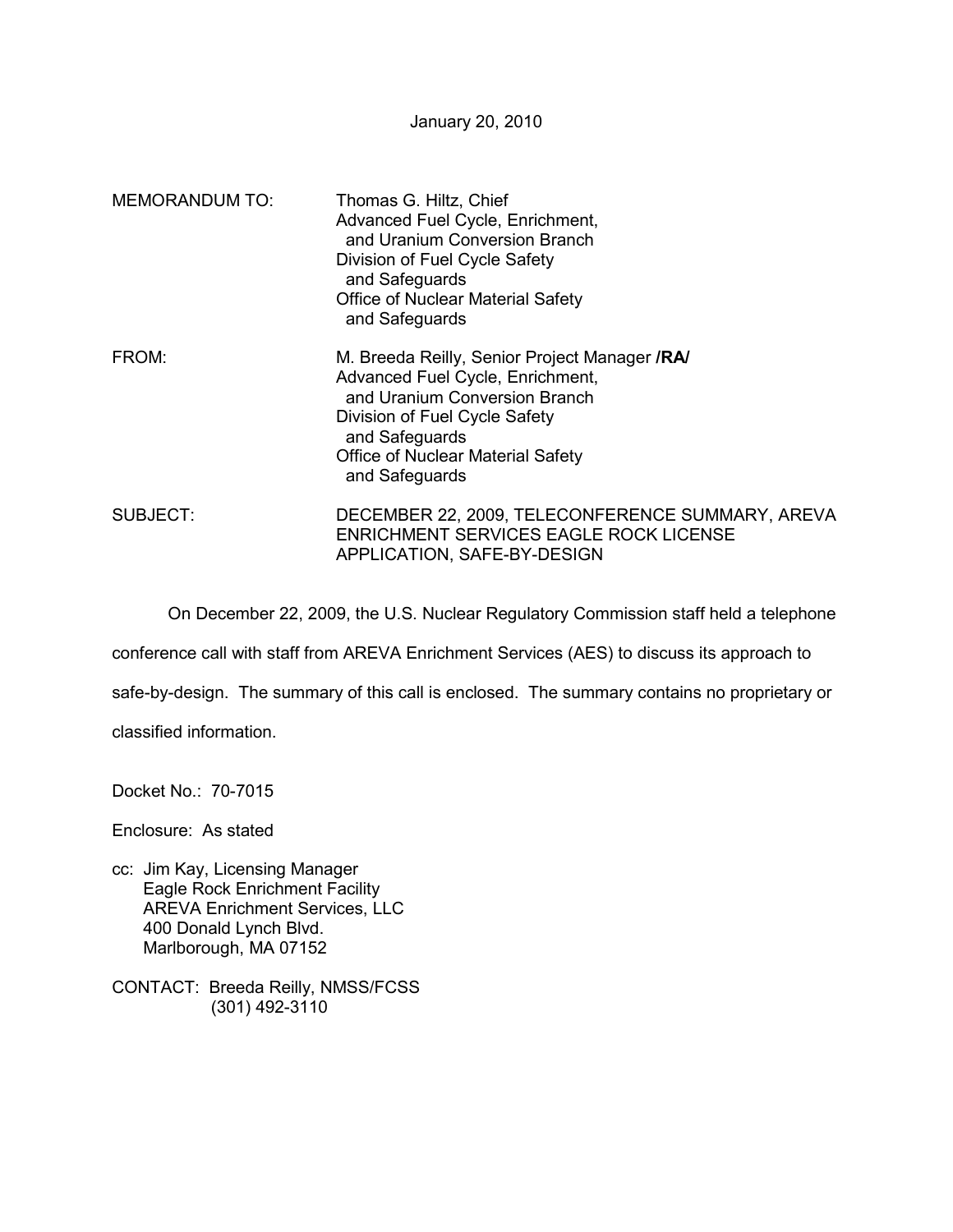January 20, 2010

MEMORANDUM TO: Thomas G. Hiltz, Chief
Advanced Fuel Cycle, Enrichment,
and Uranium Conversion Branch
Division of Fuel Cycle Safety
and Safeguards
Office of Nuclear Material Safety
and Safeguards

FROM: M. Breeda Reilly, Senior Project Manager **/RA/**
Advanced Fuel Cycle, Enrichment,
and Uranium Conversion Branch
Division of Fuel Cycle Safety
and Safeguards
Office of Nuclear Material Safety
and Safeguards

SUBJECT: DECEMBER 22, 2009, TELECONFERENCE SUMMARY, AREVA ENRICHMENT SERVICES EAGLE ROCK LICENSE APPLICATION, SAFE-BY-DESIGN

On December 22, 2009, the U.S. Nuclear Regulatory Commission staff held a telephone conference call with staff from AREVA Enrichment Services (AES) to discuss its approach to safe-by-design. The summary of this call is enclosed. The summary contains no proprietary or classified information.

Docket No.: 70-7015

Enclosure: As stated

cc: Jim Kay, Licensing Manager
Eagle Rock Enrichment Facility
AREVA Enrichment Services, LLC
400 Donald Lynch Blvd.
Marlborough, MA 07152

CONTACT: Breeda Reilly, NMSS/FCSS
(301) 492-3110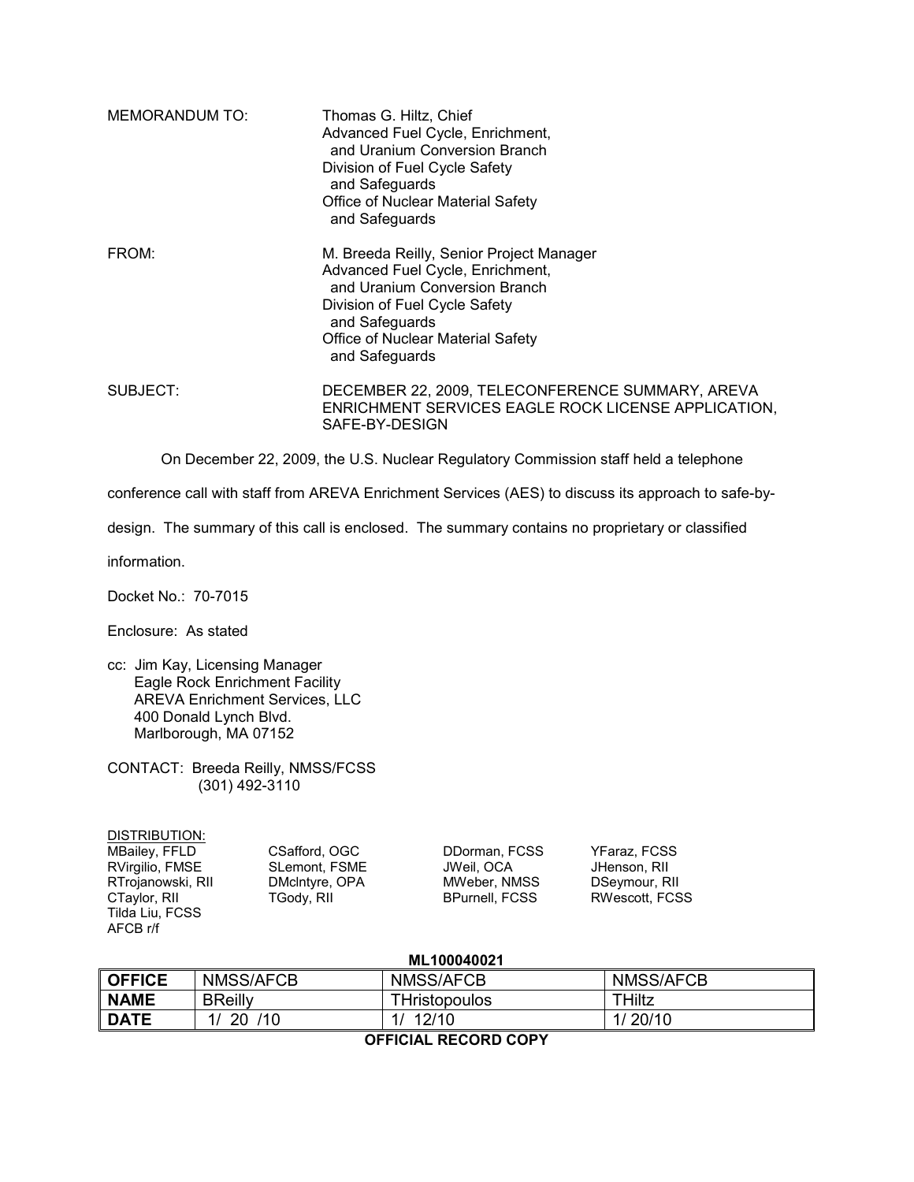MEMORANDUM TO: Thomas G. Hiltz, Chief
Advanced Fuel Cycle, Enrichment,
and Uranium Conversion Branch
Division of Fuel Cycle Safety
and Safeguards
Office of Nuclear Material Safety
and Safeguards

FROM: M. Breeda Reilly, Senior Project Manager
Advanced Fuel Cycle, Enrichment,
and Uranium Conversion Branch
Division of Fuel Cycle Safety
and Safeguards
Office of Nuclear Material Safety
and Safeguards

SUBJECT: DECEMBER 22, 2009, TELECONFERENCE SUMMARY, AREVA ENRICHMENT SERVICES EAGLE ROCK LICENSE APPLICATION, SAFE-BY-DESIGN

On December 22, 2009, the U.S. Nuclear Regulatory Commission staff held a telephone conference call with staff from AREVA Enrichment Services (AES) to discuss its approach to safe-by-design. The summary of this call is enclosed. The summary contains no proprietary or classified information.

Docket No.: 70-7015

Enclosure: As stated

cc: Jim Kay, Licensing Manager
Eagle Rock Enrichment Facility
AREVA Enrichment Services, LLC
400 Donald Lynch Blvd.
Marlborough, MA 07152

CONTACT: Breeda Reilly, NMSS/FCSS
(301) 492-3110

DISTRIBUTION:

| | | | |
|---|---|---|---|
| MBailey, FFLD | CSafford, OGC | DDorman, FCSS | YFaraz, FCSS |
| RVirgilio, FMSE | SLemont, FSME | JWeil, OCA | JHenson, RII |
| RTrojanowski, RII | DMcIntyre, OPA | MWeber, NMSS | DSeymour, RII |
| CTaylor, RII | TGody, RII | BPurnell, FCSS | RWescott, FCSS |
| Tilda Liu, FCSS | | | |
| AFCB r/f | | | |

**ML100040021**

| **OFFICE** | NMSS/AFCB | NMSS/AFCB | NMSS/AFCB |
|---|---|---|---|
| **NAME** | BReilly | THristopoulos | THiltz |
| **DATE** | 1/ 20 /10 | 1/ 12/10 | 1/ 20/10 |

**OFFICIAL RECORD COPY**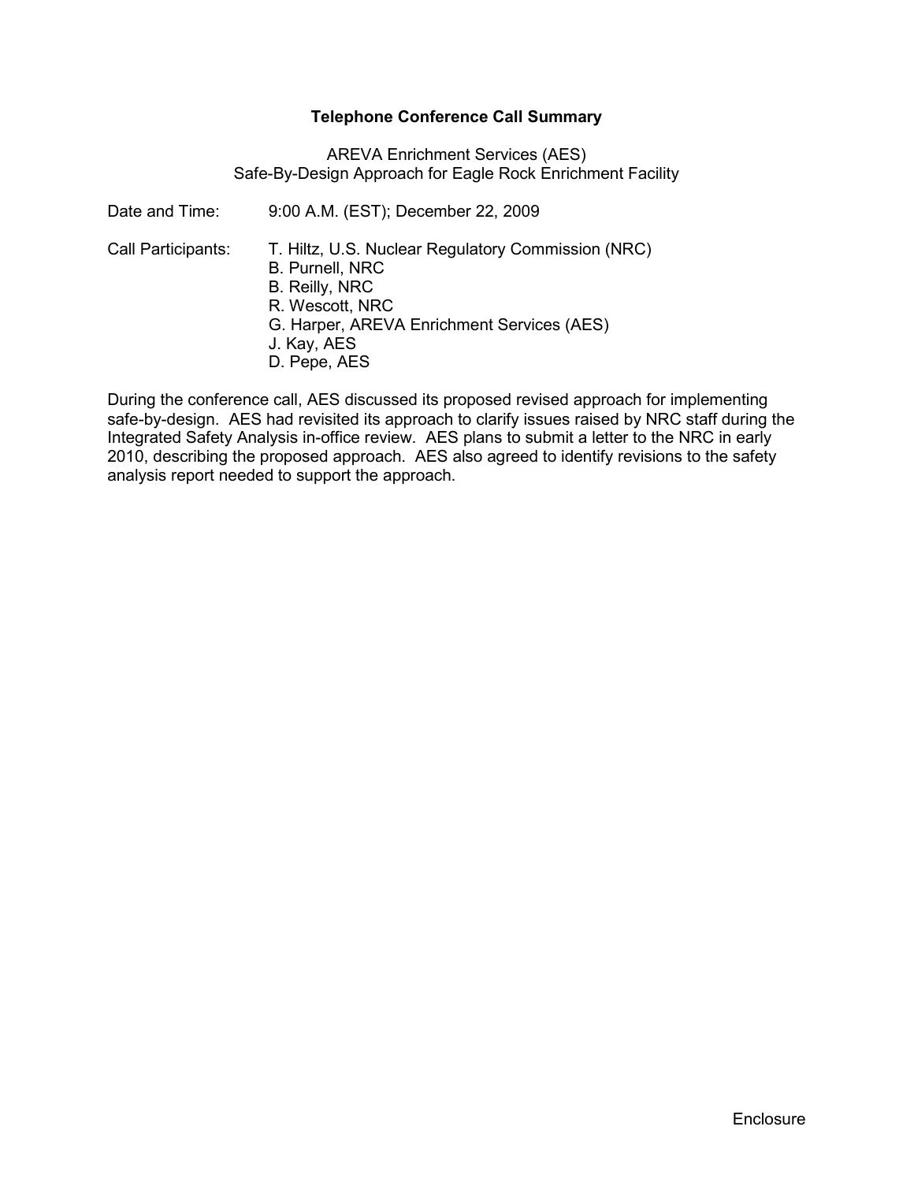# Telephone Conference Call Summary

AREVA Enrichment Services (AES)
Safe-By-Design Approach for Eagle Rock Enrichment Facility

Date and Time: 9:00 A.M. (EST); December 22, 2009

Call Participants: T. Hiltz, U.S. Nuclear Regulatory Commission (NRC)
B. Purnell, NRC
B. Reilly, NRC
R. Wescott, NRC
G. Harper, AREVA Enrichment Services (AES)
J. Kay, AES
D. Pepe, AES

During the conference call, AES discussed its proposed revised approach for implementing safe-by-design. AES had revisited its approach to clarify issues raised by NRC staff during the Integrated Safety Analysis in-office review. AES plans to submit a letter to the NRC in early 2010, describing the proposed approach. AES also agreed to identify revisions to the safety analysis report needed to support the approach.

Enclosure